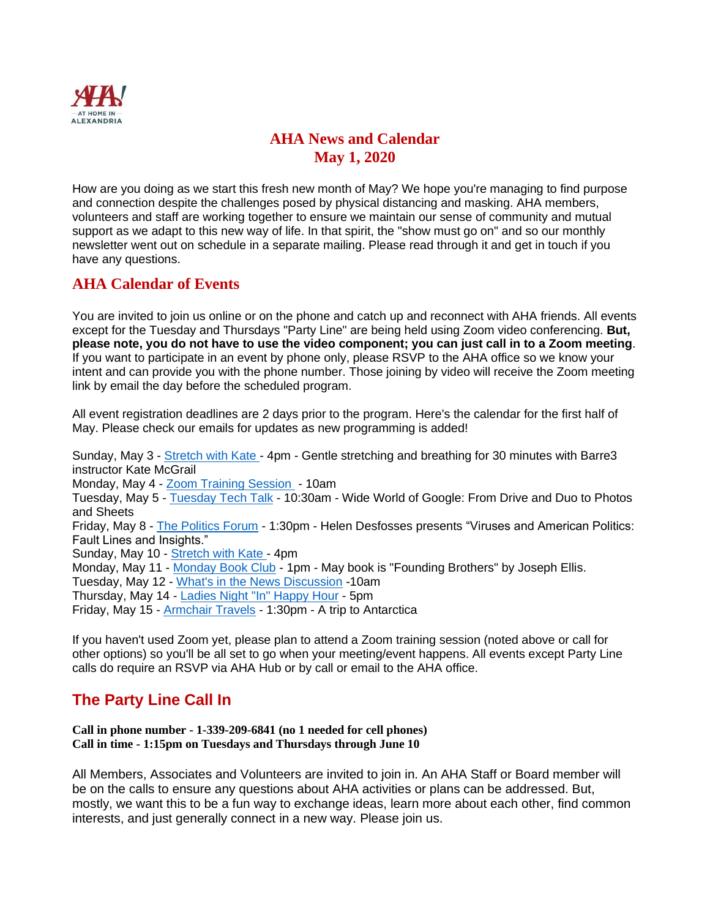# AHA News and Calendar
# May 1, 2020

How are you doing as we start this fresh new month of May? We hope you're managing to find purpose and connection despite the challenges posed by physical distancing and masking. AHA members, volunteers and staff are working together to ensure we maintain our sense of community and mutual support as we adapt to this new way of life. In that spirit, the "show must go on" and so our monthly newsletter went out on schedule in a separate mailing. Please read through it and get in touch if you have any questions.

## AHA Calendar of Events

You are invited to join us online or on the phone and catch up and reconnect with AHA friends. All events except for the Tuesday and Thursdays "Party Line" are being held using Zoom video conferencing. **But, please note, you do not have to use the video component; you can just call in to a Zoom meeting**. If you want to participate in an event by phone only, please RSVP to the AHA office so we know your intent and can provide you with the phone number. Those joining by video will receive the Zoom meeting link by email the day before the scheduled program.

All event registration deadlines are 2 days prior to the program. Here's the calendar for the first half of May. Please check our emails for updates as new programming is added!

Sunday, May 3 - Stretch with Kate - 4pm - Gentle stretching and breathing for 30 minutes with Barre3 instructor Kate McGrail
Monday, May 4 - Zoom Training Session - 10am
Tuesday, May 5 - Tuesday Tech Talk - 10:30am - Wide World of Google: From Drive and Duo to Photos and Sheets
Friday, May 8 - The Politics Forum - 1:30pm - Helen Desfosses presents "Viruses and American Politics: Fault Lines and Insights."
Sunday, May 10 - Stretch with Kate - 4pm
Monday, May 11 - Monday Book Club - 1pm - May book is "Founding Brothers" by Joseph Ellis.
Tuesday, May 12 - What's in the News Discussion -10am
Thursday, May 14 - Ladies Night "In" Happy Hour - 5pm
Friday, May 15 - Armchair Travels - 1:30pm - A trip to Antarctica

If you haven't used Zoom yet, please plan to attend a Zoom training session (noted above or call for other options) so you'll be all set to go when your meeting/event happens. All events except Party Line calls do require an RSVP via AHA Hub or by call or email to the AHA office.

## The Party Line Call In

**Call in phone number - 1-339-209-6841 (no 1 needed for cell phones)**
**Call in time - 1:15pm on Tuesdays and Thursdays through June 10**

All Members, Associates and Volunteers are invited to join in. An AHA Staff or Board member will be on the calls to ensure any questions about AHA activities or plans can be addressed. But, mostly, we want this to be a fun way to exchange ideas, learn more about each other, find common interests, and just generally connect in a new way. Please join us.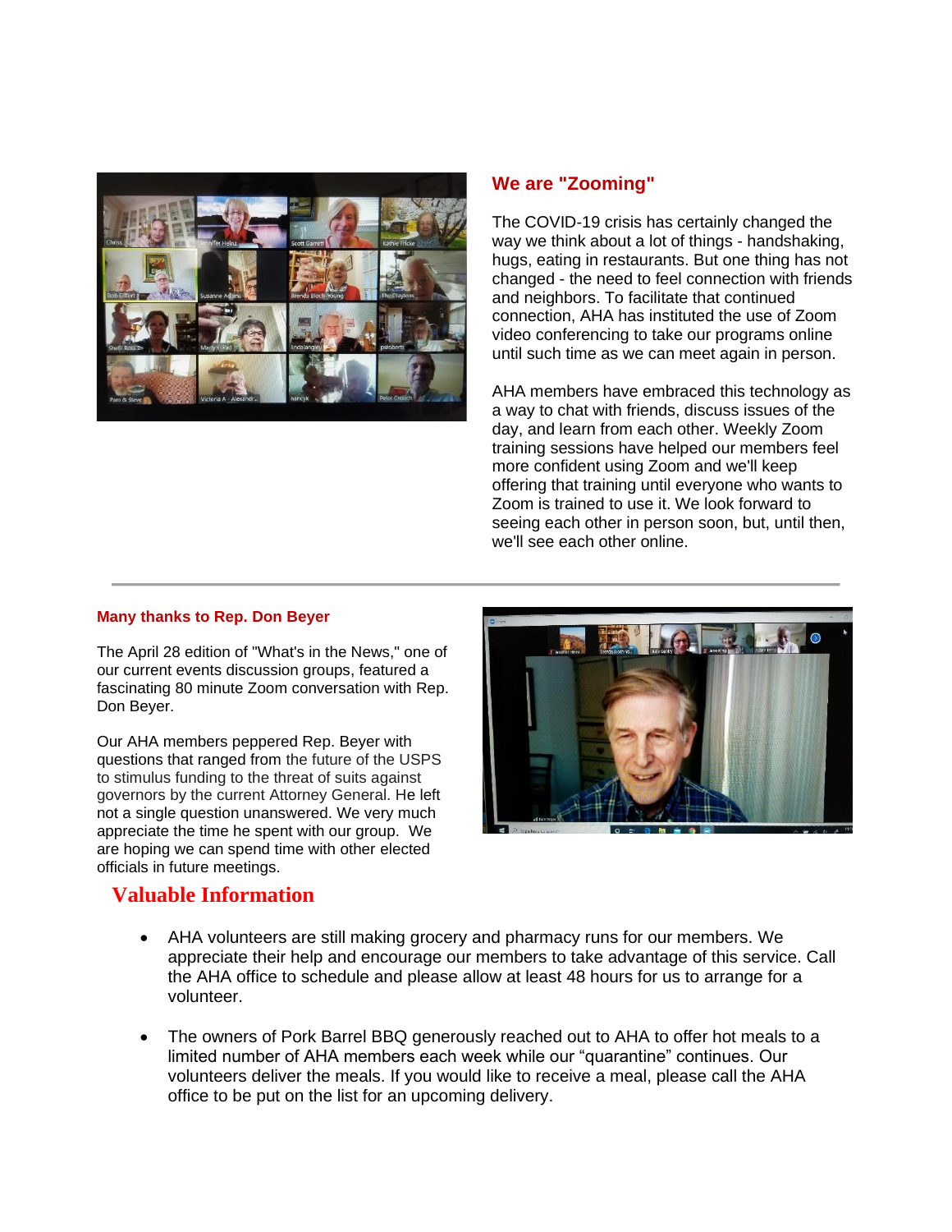## We are "Zooming"

The COVID-19 crisis has certainly changed the way we think about a lot of things - handshaking, hugs, eating in restaurants. But one thing has not changed - the need to feel connection with friends and neighbors. To facilitate that continued connection, AHA has instituted the use of Zoom video conferencing to take our programs online until such time as we can meet again in person.

AHA members have embraced this technology as a way to chat with friends, discuss issues of the day, and learn from each other. Weekly Zoom training sessions have helped our members feel more confident using Zoom and we'll keep offering that training until everyone who wants to Zoom is trained to use it. We look forward to seeing each other in person soon, but, until then, we'll see each other online.

---

#### Many thanks to Rep. Don Beyer

The April 28 edition of "What's in the News," one of our current events discussion groups, featured a fascinating 80 minute Zoom conversation with Rep. Don Beyer.

Our AHA members peppered Rep. Beyer with questions that ranged from the future of the USPS to stimulus funding to the threat of suits against governors by the current Attorney General. He left not a single question unanswered. We very much appreciate the time he spent with our group. We are hoping we can spend time with other elected officials in future meetings.

## Valuable Information

- AHA volunteers are still making grocery and pharmacy runs for our members. We appreciate their help and encourage our members to take advantage of this service. Call the AHA office to schedule and please allow at least 48 hours for us to arrange for a volunteer.

- The owners of Pork Barrel BBQ generously reached out to AHA to offer hot meals to a limited number of AHA members each week while our "quarantine" continues. Our volunteers deliver the meals. If you would like to receive a meal, please call the AHA office to be put on the list for an upcoming delivery.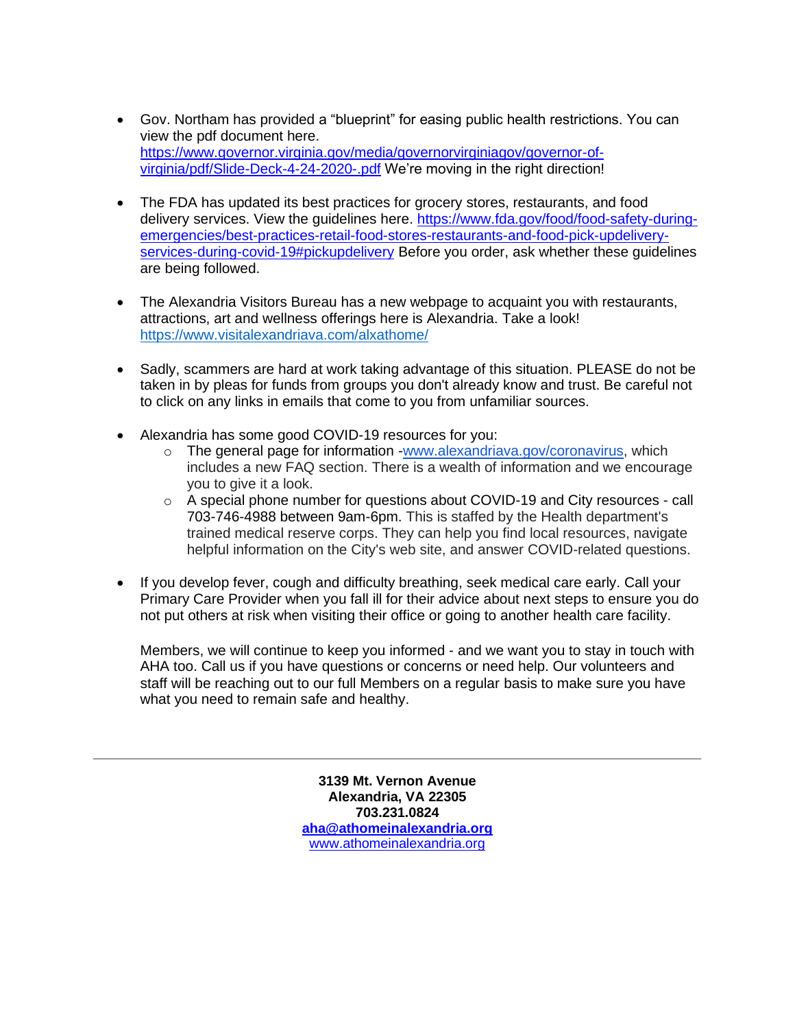- Gov. Northam has provided a "blueprint" for easing public health restrictions. You can view the pdf document here. https://www.governor.virginia.gov/media/governorvirginiagov/governor-of-virginia/pdf/Slide-Deck-4-24-2020-.pdf We're moving in the right direction!

- The FDA has updated its best practices for grocery stores, restaurants, and food delivery services. View the guidelines here. https://www.fda.gov/food/food-safety-during-emergencies/best-practices-retail-food-stores-restaurants-and-food-pick-updelivery-services-during-covid-19#pickupdelivery Before you order, ask whether these guidelines are being followed.

- The Alexandria Visitors Bureau has a new webpage to acquaint you with restaurants, attractions, art and wellness offerings here is Alexandria. Take a look! https://www.visitalexandriava.com/alxathome/

- Sadly, scammers are hard at work taking advantage of this situation. PLEASE do not be taken in by pleas for funds from groups you don't already know and trust. Be careful not to click on any links in emails that come to you from unfamiliar sources.

- Alexandria has some good COVID-19 resources for you:
  - The general page for information -www.alexandriava.gov/coronavirus, which includes a new FAQ section. There is a wealth of information and we encourage you to give it a look.
  - A special phone number for questions about COVID-19 and City resources - call 703-746-4988 between 9am-6pm. This is staffed by the Health department's trained medical reserve corps. They can help you find local resources, navigate helpful information on the City's web site, and answer COVID-related questions.

- If you develop fever, cough and difficulty breathing, seek medical care early. Call your Primary Care Provider when you fall ill for their advice about next steps to ensure you do not put others at risk when visiting their office or going to another health care facility.

  Members, we will continue to keep you informed - and we want you to stay in touch with AHA too. Call us if you have questions or concerns or need help. Our volunteers and staff will be reaching out to our full Members on a regular basis to make sure you have what you need to remain safe and healthy.

---

**3139 Mt. Vernon Avenue**
**Alexandria, VA 22305**
**703.231.0824**
**aha@athomeinalexandria.org**
www.athomeinalexandria.org